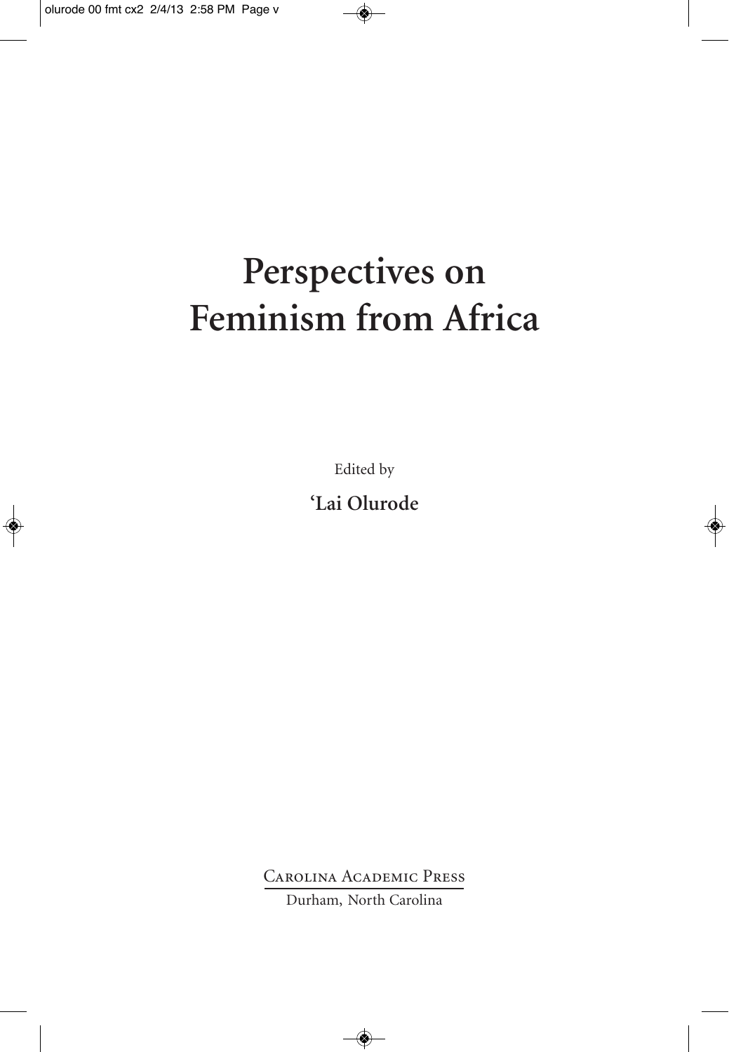# Perspectives on Feminism from Africa

Edited by

**'Lai Olurode**

Carolina Academic Press

Durham, North Carolina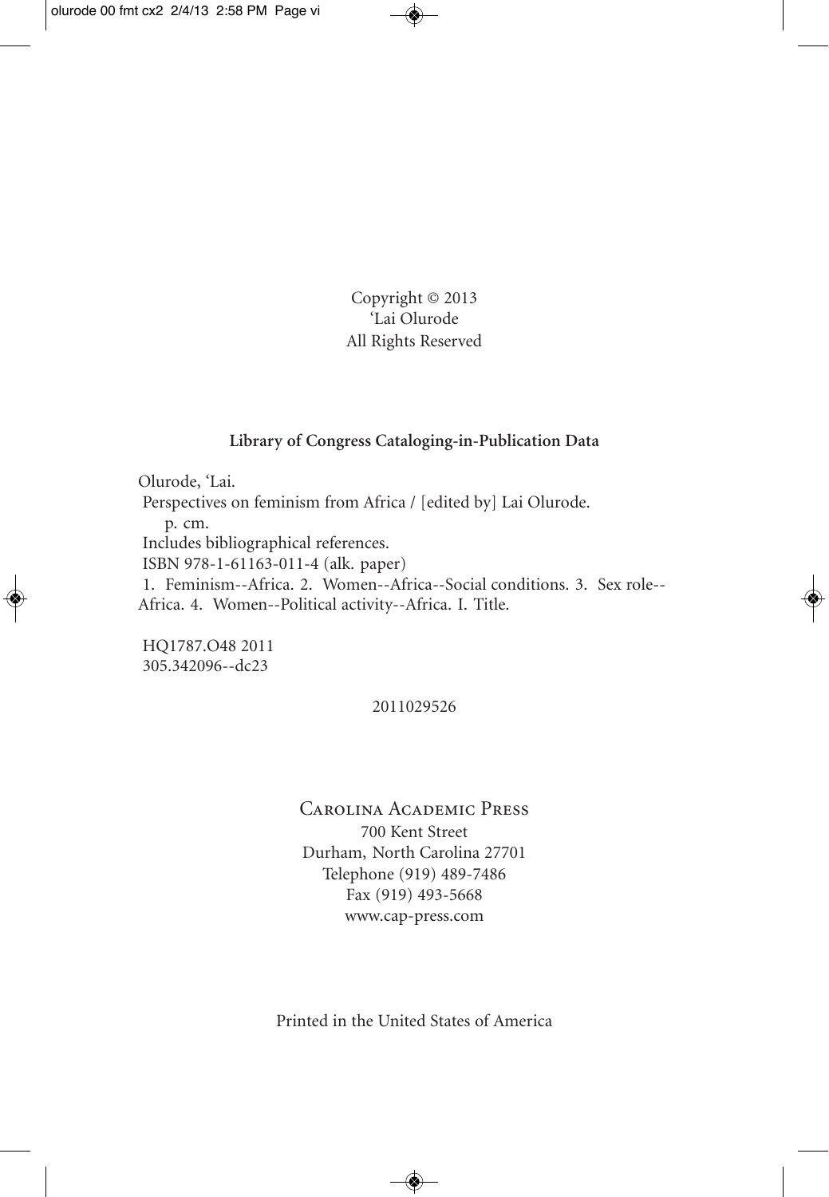Copyright © 2013
'Lai Olurode
All Rights Reserved

**Library of Congress Cataloging-in-Publication Data**

Olurode, 'Lai.
Perspectives on feminism from Africa / [edited by] Lai Olurode.
p. cm.
Includes bibliographical references.
ISBN 978-1-61163-011-4 (alk. paper)
1. Feminism--Africa. 2. Women--Africa--Social conditions. 3. Sex role--Africa. 4. Women--Political activity--Africa. I. Title.

HQ1787.O48 2011
305.342096--dc23

2011029526

CAROLINA ACADEMIC PRESS
700 Kent Street
Durham, North Carolina 27701
Telephone (919) 489-7486
Fax (919) 493-5668
www.cap-press.com

Printed in the United States of America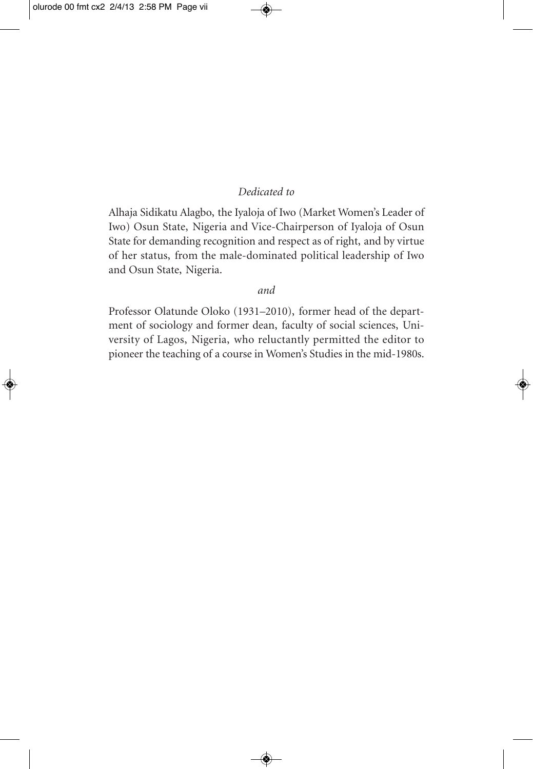*Dedicated to*

Alhaja Sidikatu Alagbo, the Iyaloja of Iwo (Market Women's Leader of Iwo) Osun State, Nigeria and Vice-Chairperson of Iyaloja of Osun State for demanding recognition and respect as of right, and by virtue of her status, from the male-dominated political leadership of Iwo and Osun State, Nigeria.

*and*

Professor Olatunde Oloko (1931–2010), former head of the department of sociology and former dean, faculty of social sciences, University of Lagos, Nigeria, who reluctantly permitted the editor to pioneer the teaching of a course in Women's Studies in the mid-1980s.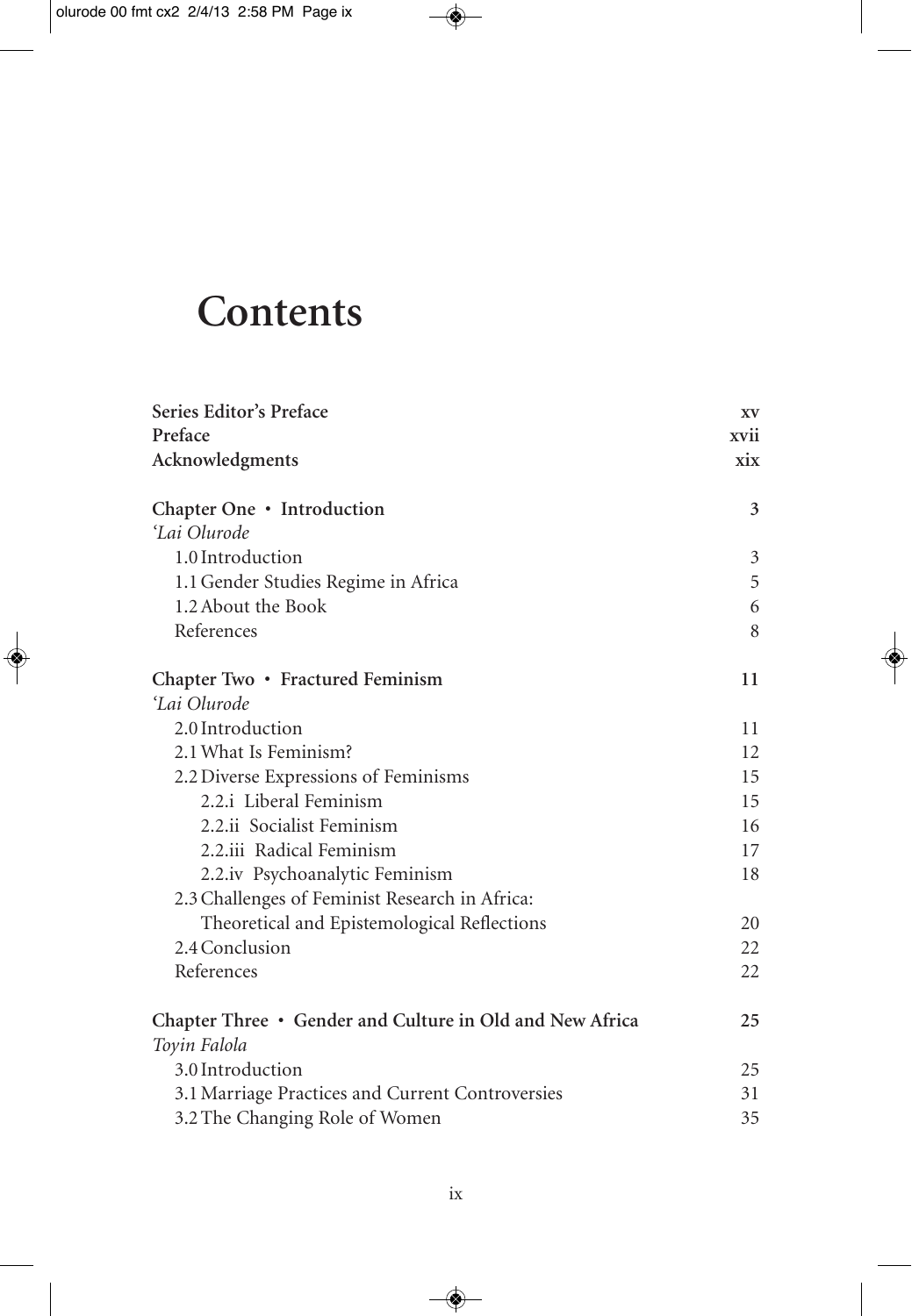# Contents

| | |
|---|---|
| **Series Editor's Preface** | **xv** |
| **Preface** | **xvii** |
| **Acknowledgments** | **xix** |
| | |
| **Chapter One • Introduction** | **3** |
| *'Lai Olurode* | |
| 1.0 Introduction | 3 |
| 1.1 Gender Studies Regime in Africa | 5 |
| 1.2 About the Book | 6 |
| References | 8 |
| | |
| **Chapter Two • Fractured Feminism** | **11** |
| *'Lai Olurode* | |
| 2.0 Introduction | 11 |
| 2.1 What Is Feminism? | 12 |
| 2.2 Diverse Expressions of Feminisms | 15 |
| 2.2.i Liberal Feminism | 15 |
| 2.2.ii Socialist Feminism | 16 |
| 2.2.iii Radical Feminism | 17 |
| 2.2.iv Psychoanalytic Feminism | 18 |
| 2.3 Challenges of Feminist Research in Africa: Theoretical and Epistemological Reflections | 20 |
| 2.4 Conclusion | 22 |
| References | 22 |
| | |
| **Chapter Three • Gender and Culture in Old and New Africa** | **25** |
| *Toyin Falola* | |
| 3.0 Introduction | 25 |
| 3.1 Marriage Practices and Current Controversies | 31 |
| 3.2 The Changing Role of Women | 35 |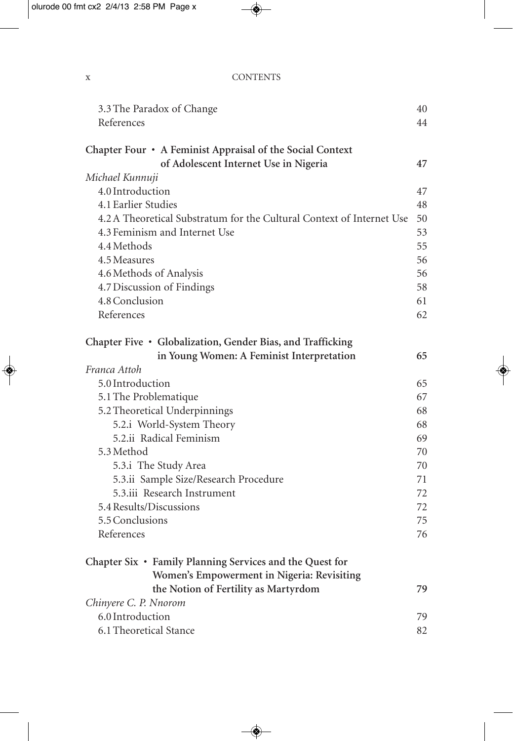| | |
|---|---|
| 3.3 The Paradox of Change | 40 |
| References | 44 |

**Chapter Four • A Feminist Appraisal of the Social Context of Adolescent Internet Use in Nigeria** — **47**

*Michael Kunnuji*

| | |
|---|---|
| 4.0 Introduction | 47 |
| 4.1 Earlier Studies | 48 |
| 4.2 A Theoretical Substratum for the Cultural Context of Internet Use | 50 |
| 4.3 Feminism and Internet Use | 53 |
| 4.4 Methods | 55 |
| 4.5 Measures | 56 |
| 4.6 Methods of Analysis | 56 |
| 4.7 Discussion of Findings | 58 |
| 4.8 Conclusion | 61 |
| References | 62 |

**Chapter Five • Globalization, Gender Bias, and Trafficking in Young Women: A Feminist Interpretation** — **65**

*Franca Attoh*

| | |
|---|---|
| 5.0 Introduction | 65 |
| 5.1 The Problematique | 67 |
| 5.2 Theoretical Underpinnings | 68 |
| 5.2.i World-System Theory | 68 |
| 5.2.ii Radical Feminism | 69 |
| 5.3 Method | 70 |
| 5.3.i The Study Area | 70 |
| 5.3.ii Sample Size/Research Procedure | 71 |
| 5.3.iii Research Instrument | 72 |
| 5.4 Results/Discussions | 72 |
| 5.5 Conclusions | 75 |
| References | 76 |

**Chapter Six • Family Planning Services and the Quest for Women's Empowerment in Nigeria: Revisiting the Notion of Fertility as Martyrdom** — **79**

*Chinyere C. P. Nnorom*

| | |
|---|---|
| 6.0 Introduction | 79 |
| 6.1 Theoretical Stance | 82 |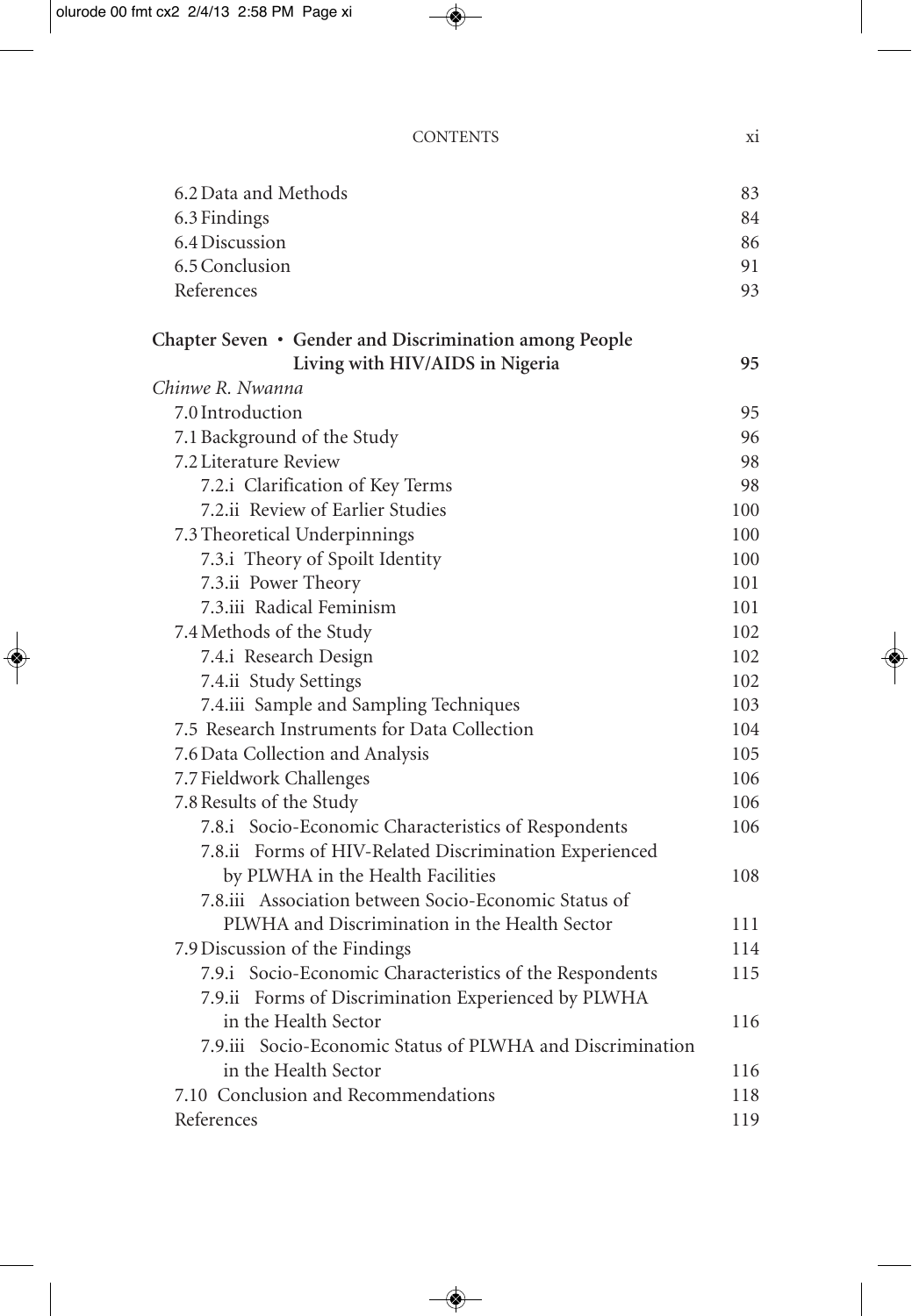6.2 Data and Methods 83
6.3 Findings 84
6.4 Discussion 86
6.5 Conclusion 91
References 93

**Chapter Seven • Gender and Discrimination among People Living with HIV/AIDS in Nigeria 95**

*Chinwe R. Nwanna*

7.0 Introduction 95
7.1 Background of the Study 96
7.2 Literature Review 98
  7.2.i Clarification of Key Terms 98
  7.2.ii Review of Earlier Studies 100
7.3 Theoretical Underpinnings 100
  7.3.i Theory of Spoilt Identity 100
  7.3.ii Power Theory 101
  7.3.iii Radical Feminism 101
7.4 Methods of the Study 102
  7.4.i Research Design 102
  7.4.ii Study Settings 102
  7.4.iii Sample and Sampling Techniques 103
7.5 Research Instruments for Data Collection 104
7.6 Data Collection and Analysis 105
7.7 Fieldwork Challenges 106
7.8 Results of the Study 106
  7.8.i Socio-Economic Characteristics of Respondents 106
  7.8.ii Forms of HIV-Related Discrimination Experienced by PLWHA in the Health Facilities 108
  7.8.iii Association between Socio-Economic Status of PLWHA and Discrimination in the Health Sector 111
7.9 Discussion of the Findings 114
  7.9.i Socio-Economic Characteristics of the Respondents 115
  7.9.ii Forms of Discrimination Experienced by PLWHA in the Health Sector 116
  7.9.iii Socio-Economic Status of PLWHA and Discrimination in the Health Sector 116
7.10 Conclusion and Recommendations 118
References 119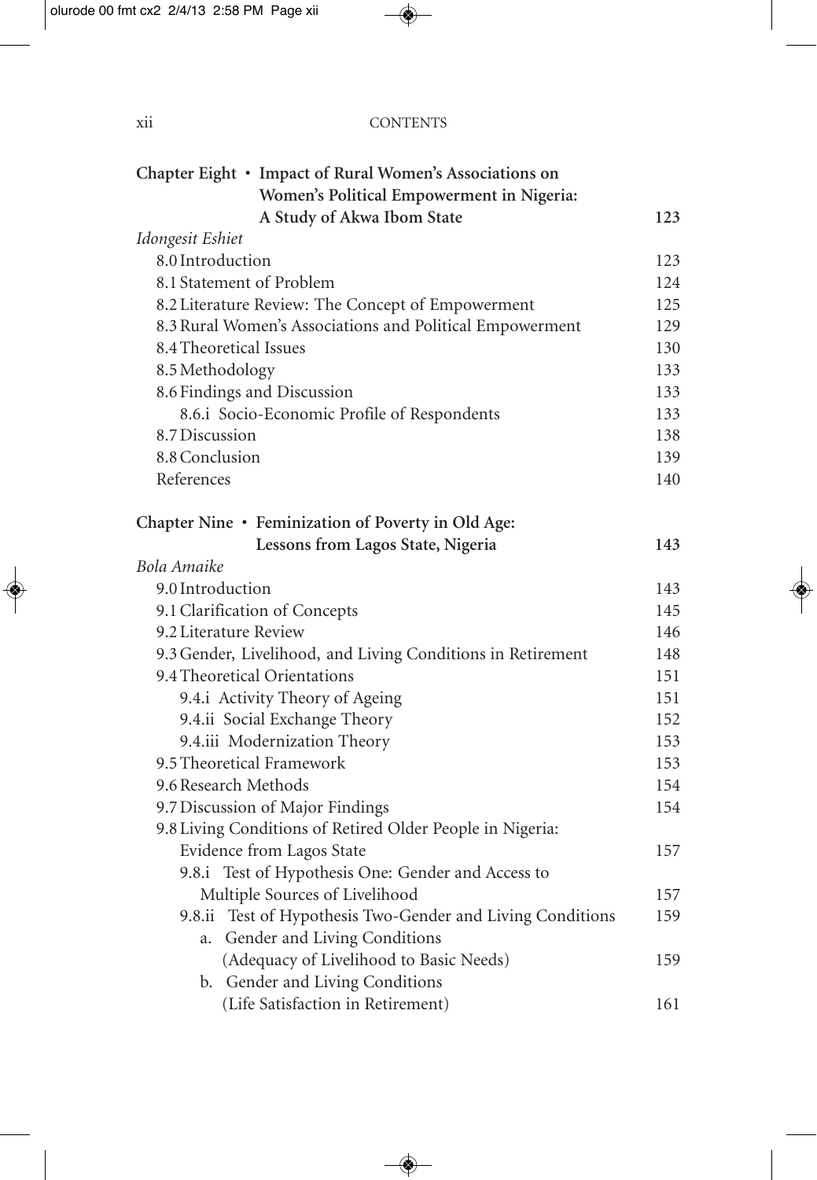**Chapter Eight · Impact of Rural Women's Associations on Women's Political Empowerment in Nigeria: A Study of Akwa Ibom State** 123

*Idongesit Eshiet*

8.0 Introduction 123

8.1 Statement of Problem 124

8.2 Literature Review: The Concept of Empowerment 125

8.3 Rural Women's Associations and Political Empowerment 129

8.4 Theoretical Issues 130

8.5 Methodology 133

8.6 Findings and Discussion 133

- 8.6.i Socio-Economic Profile of Respondents 133

8.7 Discussion 138

8.8 Conclusion 139

References 140

**Chapter Nine · Feminization of Poverty in Old Age: Lessons from Lagos State, Nigeria** 143

*Bola Amaike*

9.0 Introduction 143

9.1 Clarification of Concepts 145

9.2 Literature Review 146

9.3 Gender, Livelihood, and Living Conditions in Retirement 148

9.4 Theoretical Orientations 151

- 9.4.i Activity Theory of Ageing 151
- 9.4.ii Social Exchange Theory 152
- 9.4.iii Modernization Theory 153

9.5 Theoretical Framework 153

9.6 Research Methods 154

9.7 Discussion of Major Findings 154

9.8 Living Conditions of Retired Older People in Nigeria: Evidence from Lagos State 157

- 9.8.i Test of Hypothesis One: Gender and Access to Multiple Sources of Livelihood 157
- 9.8.ii Test of Hypothesis Two-Gender and Living Conditions 159
  - a. Gender and Living Conditions (Adequacy of Livelihood to Basic Needs) 159
  - b. Gender and Living Conditions (Life Satisfaction in Retirement) 161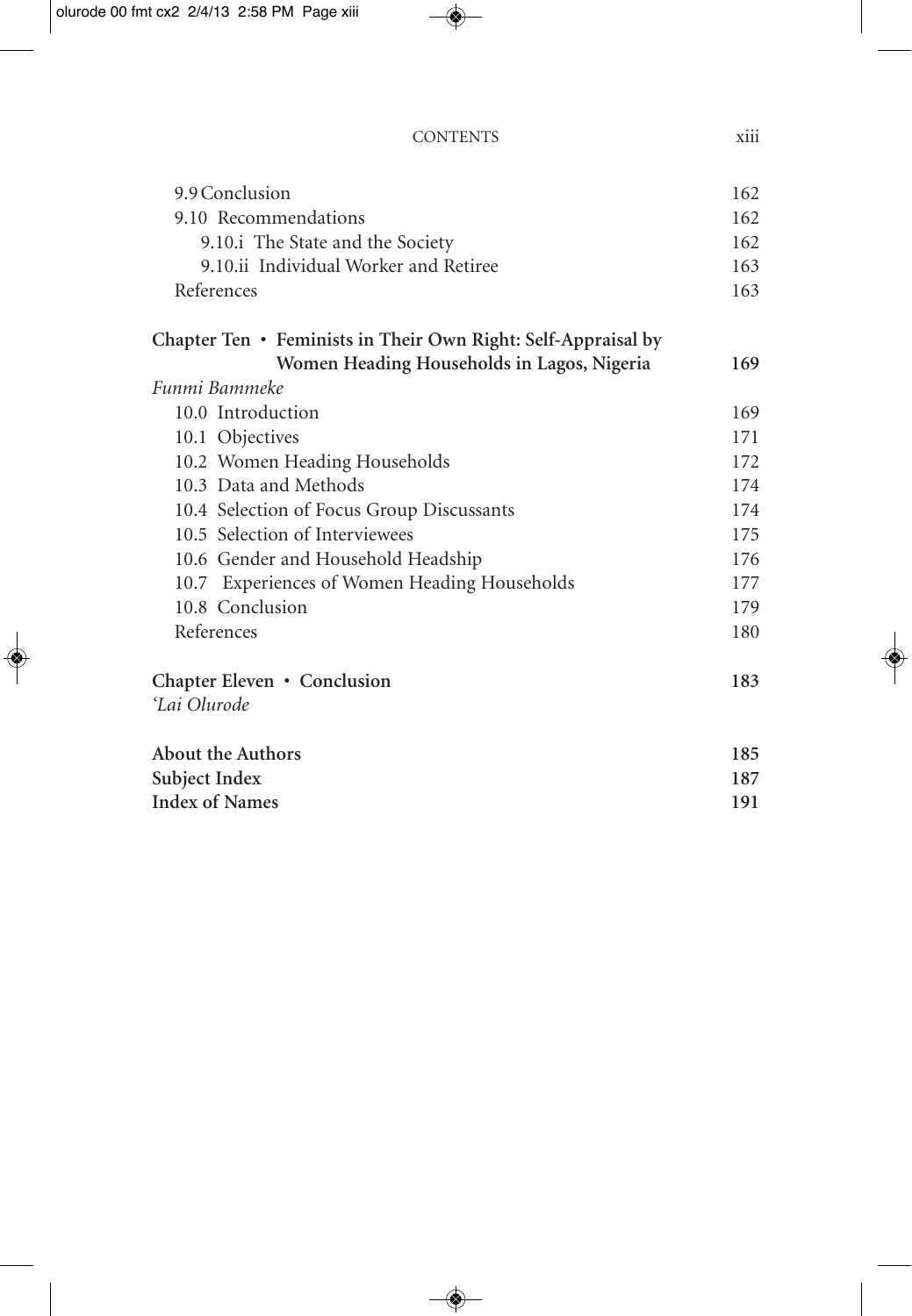9.9 Conclusion 162

9.10 Recommendations 162

9.10.i The State and the Society 162

9.10.ii Individual Worker and Retiree 163

References 163

**Chapter Ten • Feminists in Their Own Right: Self-Appraisal by Women Heading Households in Lagos, Nigeria 169**

*Funmi Bammeke*

10.0 Introduction 169

10.1 Objectives 171

10.2 Women Heading Households 172

10.3 Data and Methods 174

10.4 Selection of Focus Group Discussants 174

10.5 Selection of Interviewees 175

10.6 Gender and Household Headship 176

10.7 Experiences of Women Heading Households 177

10.8 Conclusion 179

References 180

**Chapter Eleven • Conclusion 183**

*'Lai Olurode*

**About the Authors 185**

**Subject Index 187**

**Index of Names 191**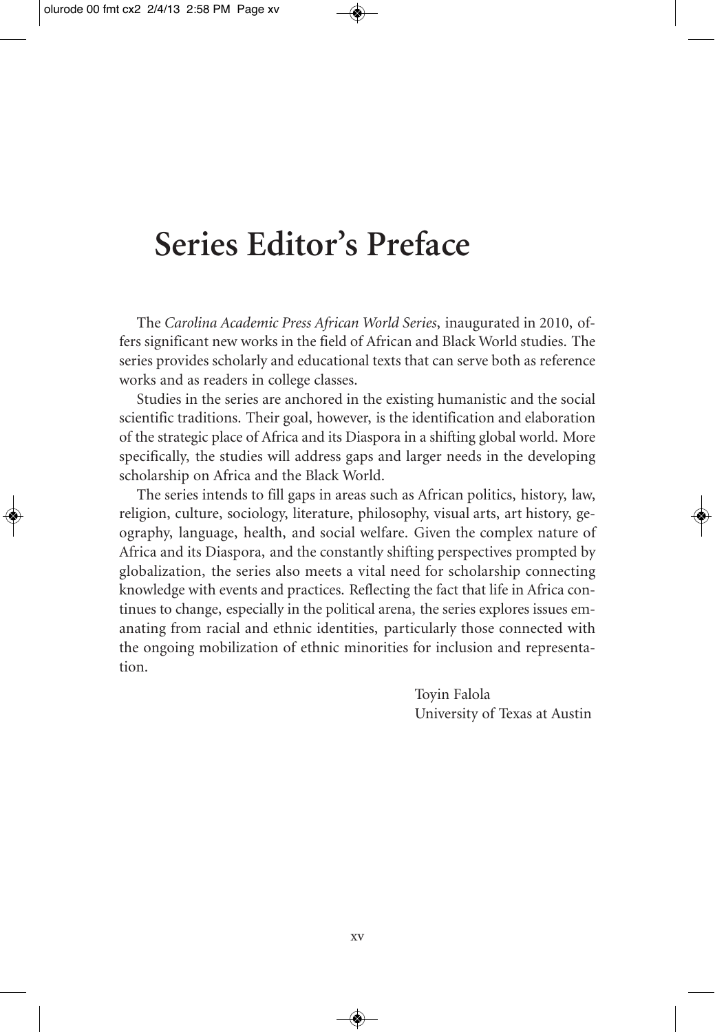# Series Editor's Preface

The *Carolina Academic Press African World Series*, inaugurated in 2010, offers significant new works in the field of African and Black World studies. The series provides scholarly and educational texts that can serve both as reference works and as readers in college classes.

Studies in the series are anchored in the existing humanistic and the social scientific traditions. Their goal, however, is the identification and elaboration of the strategic place of Africa and its Diaspora in a shifting global world. More specifically, the studies will address gaps and larger needs in the developing scholarship on Africa and the Black World.

The series intends to fill gaps in areas such as African politics, history, law, religion, culture, sociology, literature, philosophy, visual arts, art history, geography, language, health, and social welfare. Given the complex nature of Africa and its Diaspora, and the constantly shifting perspectives prompted by globalization, the series also meets a vital need for scholarship connecting knowledge with events and practices. Reflecting the fact that life in Africa continues to change, especially in the political arena, the series explores issues emanating from racial and ethnic identities, particularly those connected with the ongoing mobilization of ethnic minorities for inclusion and representation.

Toyin Falola
University of Texas at Austin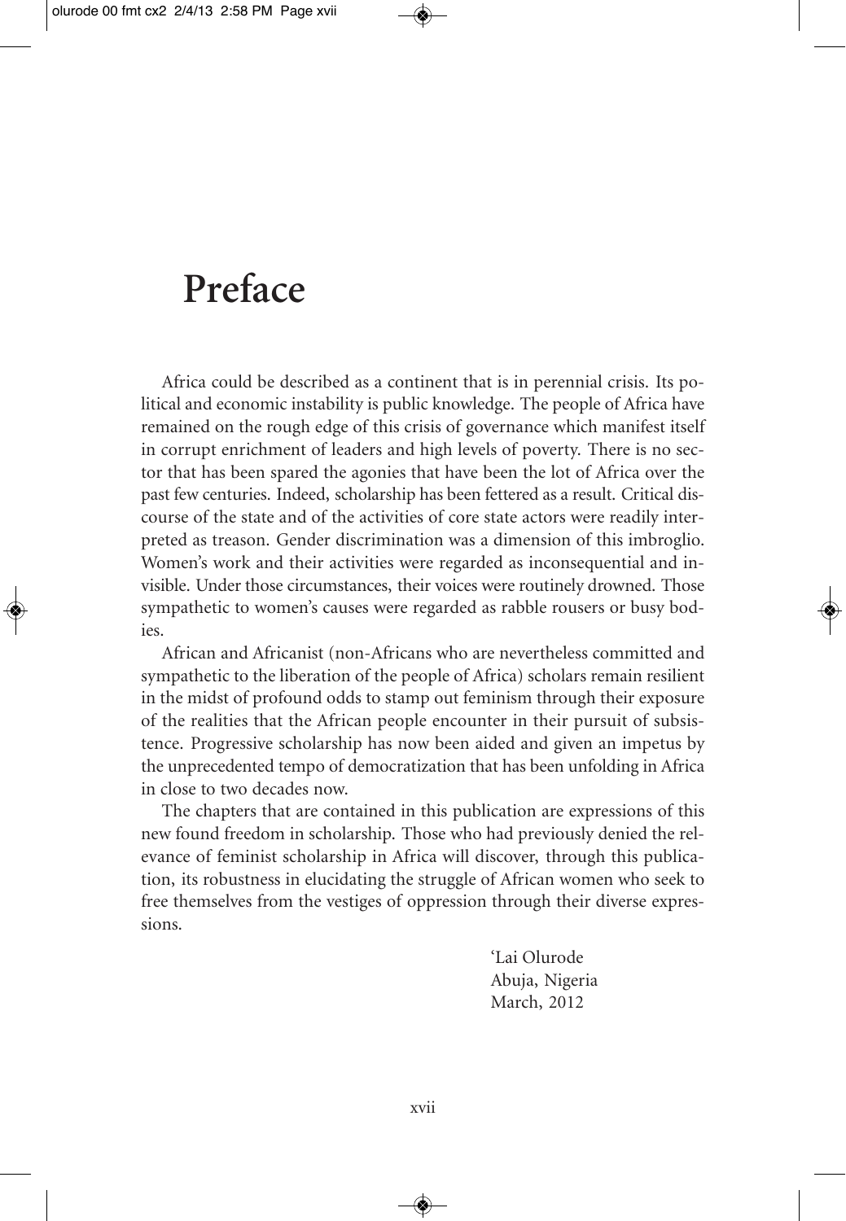# Preface

Africa could be described as a continent that is in perennial crisis. Its political and economic instability is public knowledge. The people of Africa have remained on the rough edge of this crisis of governance which manifest itself in corrupt enrichment of leaders and high levels of poverty. There is no sector that has been spared the agonies that have been the lot of Africa over the past few centuries. Indeed, scholarship has been fettered as a result. Critical discourse of the state and of the activities of core state actors were readily interpreted as treason. Gender discrimination was a dimension of this imbroglio. Women's work and their activities were regarded as inconsequential and invisible. Under those circumstances, their voices were routinely drowned. Those sympathetic to women's causes were regarded as rabble rousers or busy bodies.

African and Africanist (non-Africans who are nevertheless committed and sympathetic to the liberation of the people of Africa) scholars remain resilient in the midst of profound odds to stamp out feminism through their exposure of the realities that the African people encounter in their pursuit of subsistence. Progressive scholarship has now been aided and given an impetus by the unprecedented tempo of democratization that has been unfolding in Africa in close to two decades now.

The chapters that are contained in this publication are expressions of this new found freedom in scholarship. Those who had previously denied the relevance of feminist scholarship in Africa will discover, through this publication, its robustness in elucidating the struggle of African women who seek to free themselves from the vestiges of oppression through their diverse expressions.

'Lai Olurode
Abuja, Nigeria
March, 2012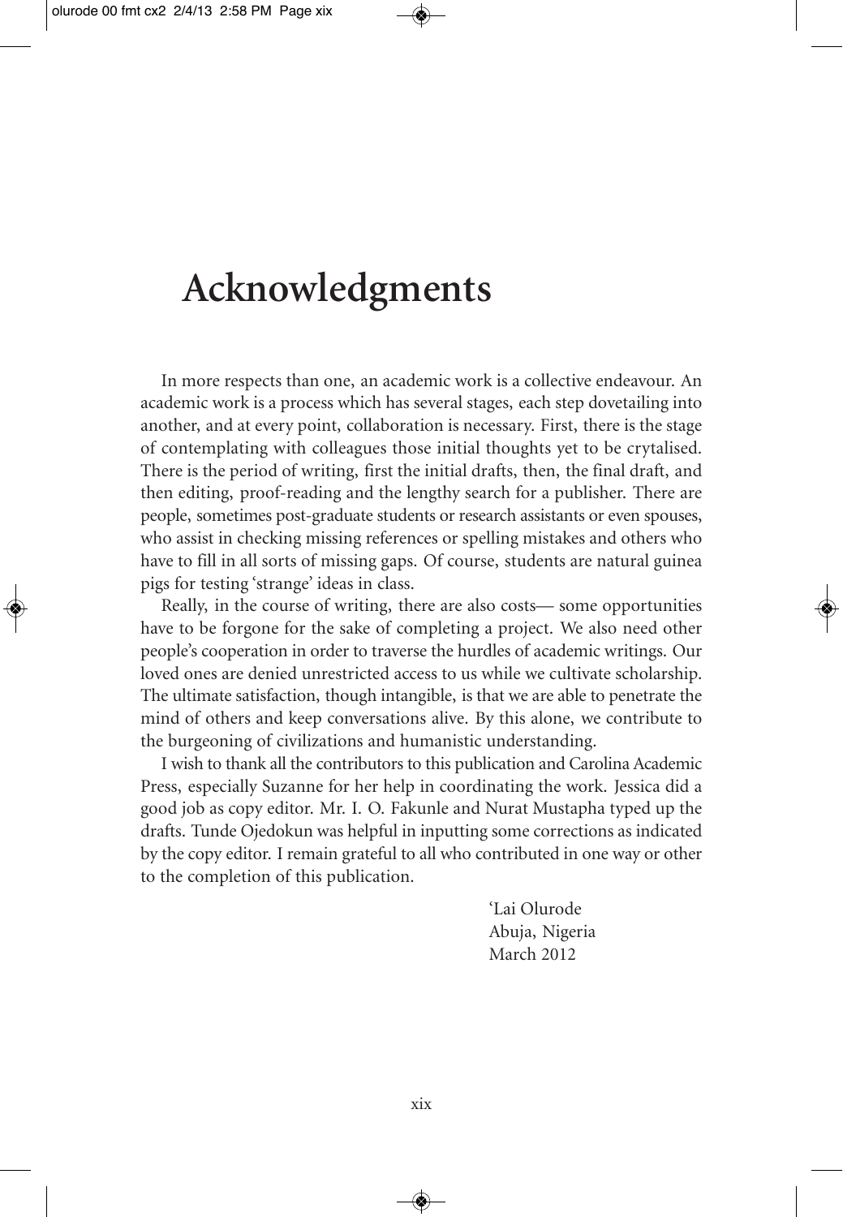# Acknowledgments

In more respects than one, an academic work is a collective endeavour. An academic work is a process which has several stages, each step dovetailing into another, and at every point, collaboration is necessary. First, there is the stage of contemplating with colleagues those initial thoughts yet to be crytalised. There is the period of writing, first the initial drafts, then, the final draft, and then editing, proof-reading and the lengthy search for a publisher. There are people, sometimes post-graduate students or research assistants or even spouses, who assist in checking missing references or spelling mistakes and others who have to fill in all sorts of missing gaps. Of course, students are natural guinea pigs for testing 'strange' ideas in class.

Really, in the course of writing, there are also costs— some opportunities have to be forgone for the sake of completing a project. We also need other people's cooperation in order to traverse the hurdles of academic writings. Our loved ones are denied unrestricted access to us while we cultivate scholarship. The ultimate satisfaction, though intangible, is that we are able to penetrate the mind of others and keep conversations alive. By this alone, we contribute to the burgeoning of civilizations and humanistic understanding.

I wish to thank all the contributors to this publication and Carolina Academic Press, especially Suzanne for her help in coordinating the work. Jessica did a good job as copy editor. Mr. I. O. Fakunle and Nurat Mustapha typed up the drafts. Tunde Ojedokun was helpful in inputting some corrections as indicated by the copy editor. I remain grateful to all who contributed in one way or other to the completion of this publication.

'Lai Olurode
Abuja, Nigeria
March 2012